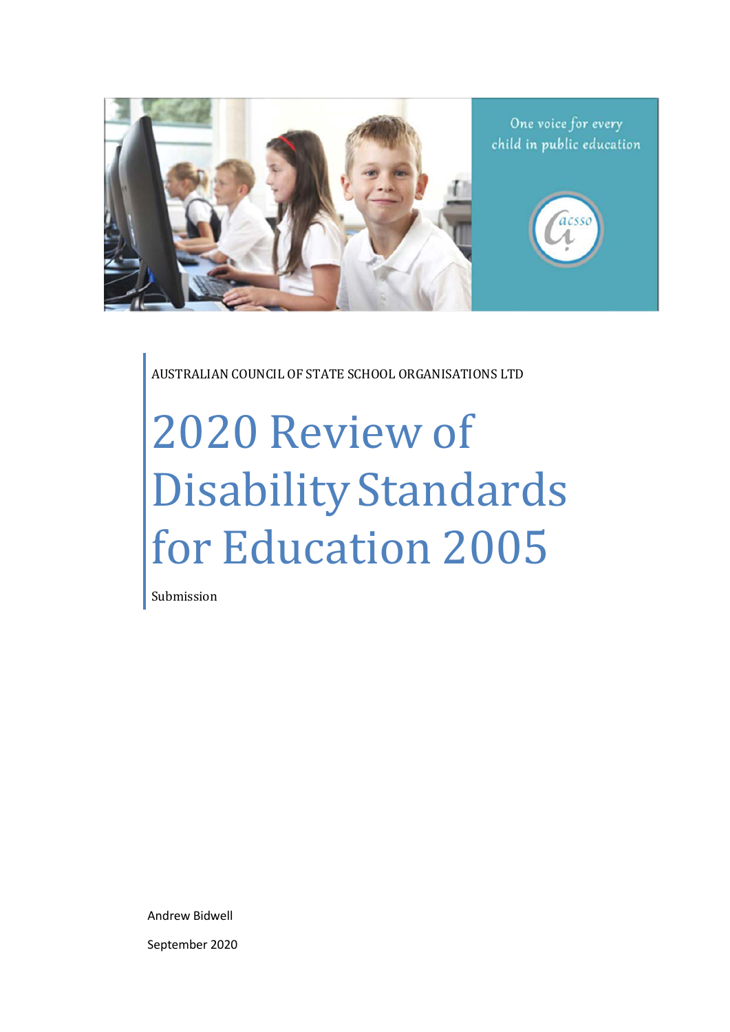One voice for every child in public education

AUSTRALIAN COUNCIL OF STATE SCHOOL ORGANISATIONS LTD

# 2020 Review of Disability Standards for Education 2005

Submission

Andrew Bidwell

September 2020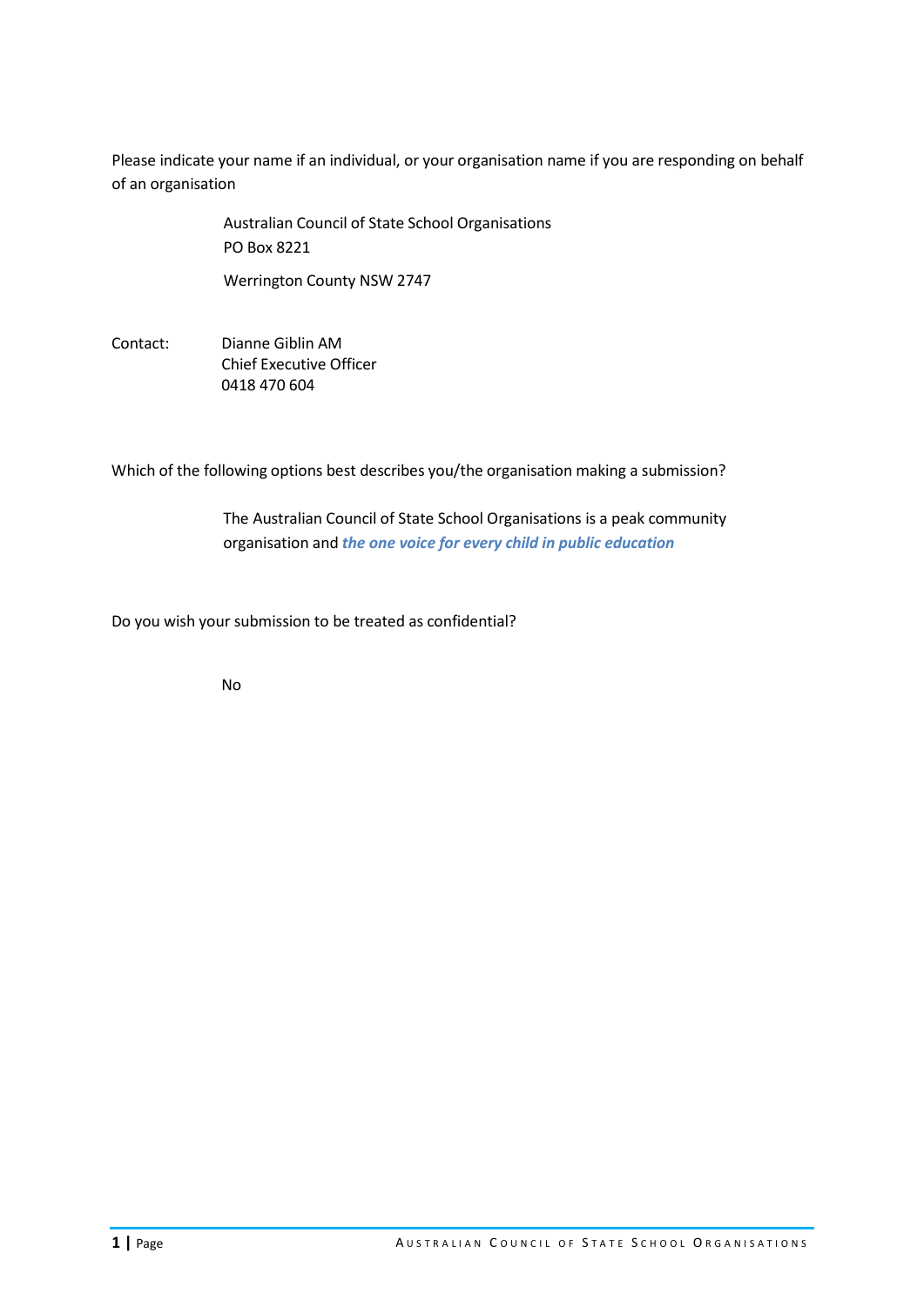Please indicate your name if an individual, or your organisation name if you are responding on behalf of an organisation

Australian Council of State School Organisations
PO Box 8221

Werrington County NSW 2747

Contact: Dianne Giblin AM
Chief Executive Officer
0418 470 604

Which of the following options best describes you/the organisation making a submission?

The Australian Council of State School Organisations is a peak community organisation and ***the one voice for every child in public education***

Do you wish your submission to be treated as confidential?

No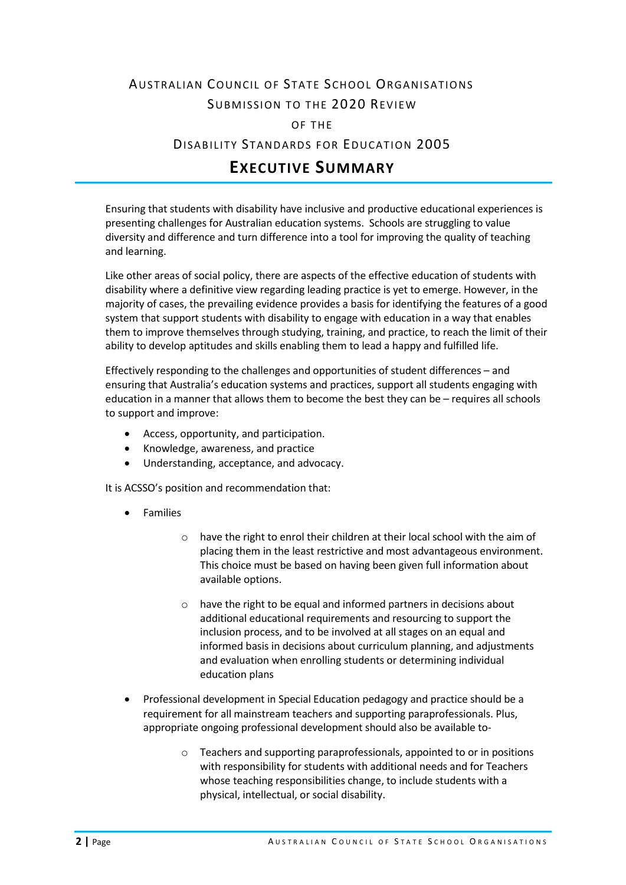# Australian Council of State School Organisations Submission to the 2020 Review of the Disability Standards for Education 2005

## Executive Summary

Ensuring that students with disability have inclusive and productive educational experiences is presenting challenges for Australian education systems. Schools are struggling to value diversity and difference and turn difference into a tool for improving the quality of teaching and learning.

Like other areas of social policy, there are aspects of the effective education of students with disability where a definitive view regarding leading practice is yet to emerge. However, in the majority of cases, the prevailing evidence provides a basis for identifying the features of a good system that support students with disability to engage with education in a way that enables them to improve themselves through studying, training, and practice, to reach the limit of their ability to develop aptitudes and skills enabling them to lead a happy and fulfilled life.

Effectively responding to the challenges and opportunities of student differences – and ensuring that Australia's education systems and practices, support all students engaging with education in a manner that allows them to become the best they can be – requires all schools to support and improve:

- Access, opportunity, and participation.
- Knowledge, awareness, and practice
- Understanding, acceptance, and advocacy.

It is ACSSO's position and recommendation that:

- Families
    - have the right to enrol their children at their local school with the aim of placing them in the least restrictive and most advantageous environment. This choice must be based on having been given full information about available options.
    - have the right to be equal and informed partners in decisions about additional educational requirements and resourcing to support the inclusion process, and to be involved at all stages on an equal and informed basis in decisions about curriculum planning, and adjustments and evaluation when enrolling students or determining individual education plans
- Professional development in Special Education pedagogy and practice should be a requirement for all mainstream teachers and supporting paraprofessionals. Plus, appropriate ongoing professional development should also be available to-
    - Teachers and supporting paraprofessionals, appointed to or in positions with responsibility for students with additional needs and for Teachers whose teaching responsibilities change, to include students with a physical, intellectual, or social disability.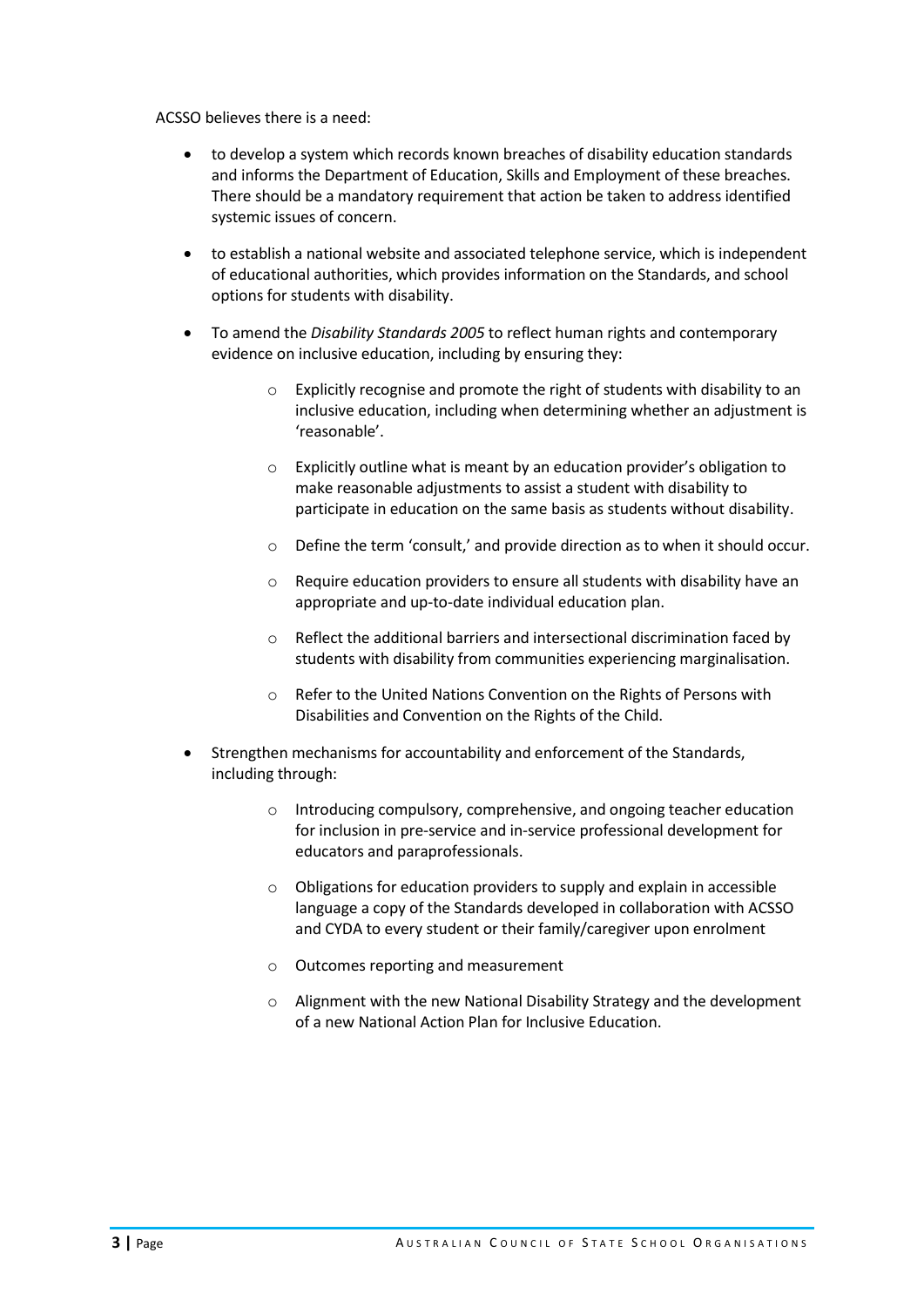ACSSO believes there is a need:

- to develop a system which records known breaches of disability education standards and informs the Department of Education, Skills and Employment of these breaches. There should be a mandatory requirement that action be taken to address identified systemic issues of concern.
- to establish a national website and associated telephone service, which is independent of educational authorities, which provides information on the Standards, and school options for students with disability.
- To amend the *Disability Standards 2005* to reflect human rights and contemporary evidence on inclusive education, including by ensuring they:
  - Explicitly recognise and promote the right of students with disability to an inclusive education, including when determining whether an adjustment is 'reasonable'.
  - Explicitly outline what is meant by an education provider's obligation to make reasonable adjustments to assist a student with disability to participate in education on the same basis as students without disability.
  - Define the term 'consult,' and provide direction as to when it should occur.
  - Require education providers to ensure all students with disability have an appropriate and up-to-date individual education plan.
  - Reflect the additional barriers and intersectional discrimination faced by students with disability from communities experiencing marginalisation.
  - Refer to the United Nations Convention on the Rights of Persons with Disabilities and Convention on the Rights of the Child.
- Strengthen mechanisms for accountability and enforcement of the Standards, including through:
  - Introducing compulsory, comprehensive, and ongoing teacher education for inclusion in pre-service and in-service professional development for educators and paraprofessionals.
  - Obligations for education providers to supply and explain in accessible language a copy of the Standards developed in collaboration with ACSSO and CYDA to every student or their family/caregiver upon enrolment
  - Outcomes reporting and measurement
  - Alignment with the new National Disability Strategy and the development of a new National Action Plan for Inclusive Education.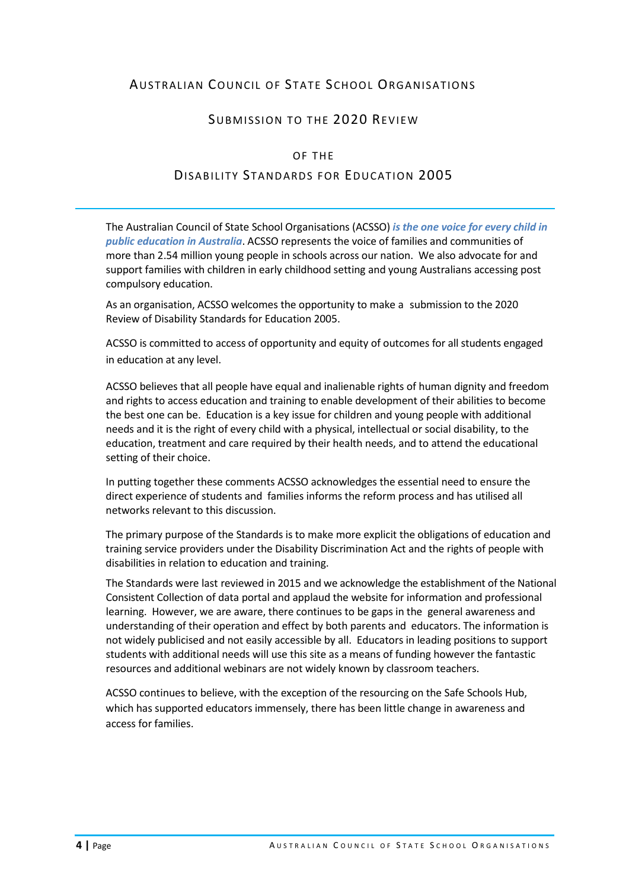# Australian Council of State School Organisations

## Submission to the 2020 Review

## of the

## Disability Standards for Education 2005

The Australian Council of State School Organisations (ACSSO) ***is the one voice for every child in public education in Australia***. ACSSO represents the voice of families and communities of more than 2.54 million young people in schools across our nation. We also advocate for and support families with children in early childhood setting and young Australians accessing post compulsory education.

As an organisation, ACSSO welcomes the opportunity to make a submission to the 2020 Review of Disability Standards for Education 2005.

ACSSO is committed to access of opportunity and equity of outcomes for all students engaged in education at any level.

ACSSO believes that all people have equal and inalienable rights of human dignity and freedom and rights to access education and training to enable development of their abilities to become the best one can be. Education is a key issue for children and young people with additional needs and it is the right of every child with a physical, intellectual or social disability, to the education, treatment and care required by their health needs, and to attend the educational setting of their choice.

In putting together these comments ACSSO acknowledges the essential need to ensure the direct experience of students and families informs the reform process and has utilised all networks relevant to this discussion.

The primary purpose of the Standards is to make more explicit the obligations of education and training service providers under the Disability Discrimination Act and the rights of people with disabilities in relation to education and training.

The Standards were last reviewed in 2015 and we acknowledge the establishment of the National Consistent Collection of data portal and applaud the website for information and professional learning. However, we are aware, there continues to be gaps in the general awareness and understanding of their operation and effect by both parents and educators. The information is not widely publicised and not easily accessible by all. Educators in leading positions to support students with additional needs will use this site as a means of funding however the fantastic resources and additional webinars are not widely known by classroom teachers.

ACSSO continues to believe, with the exception of the resourcing on the Safe Schools Hub, which has supported educators immensely, there has been little change in awareness and access for families.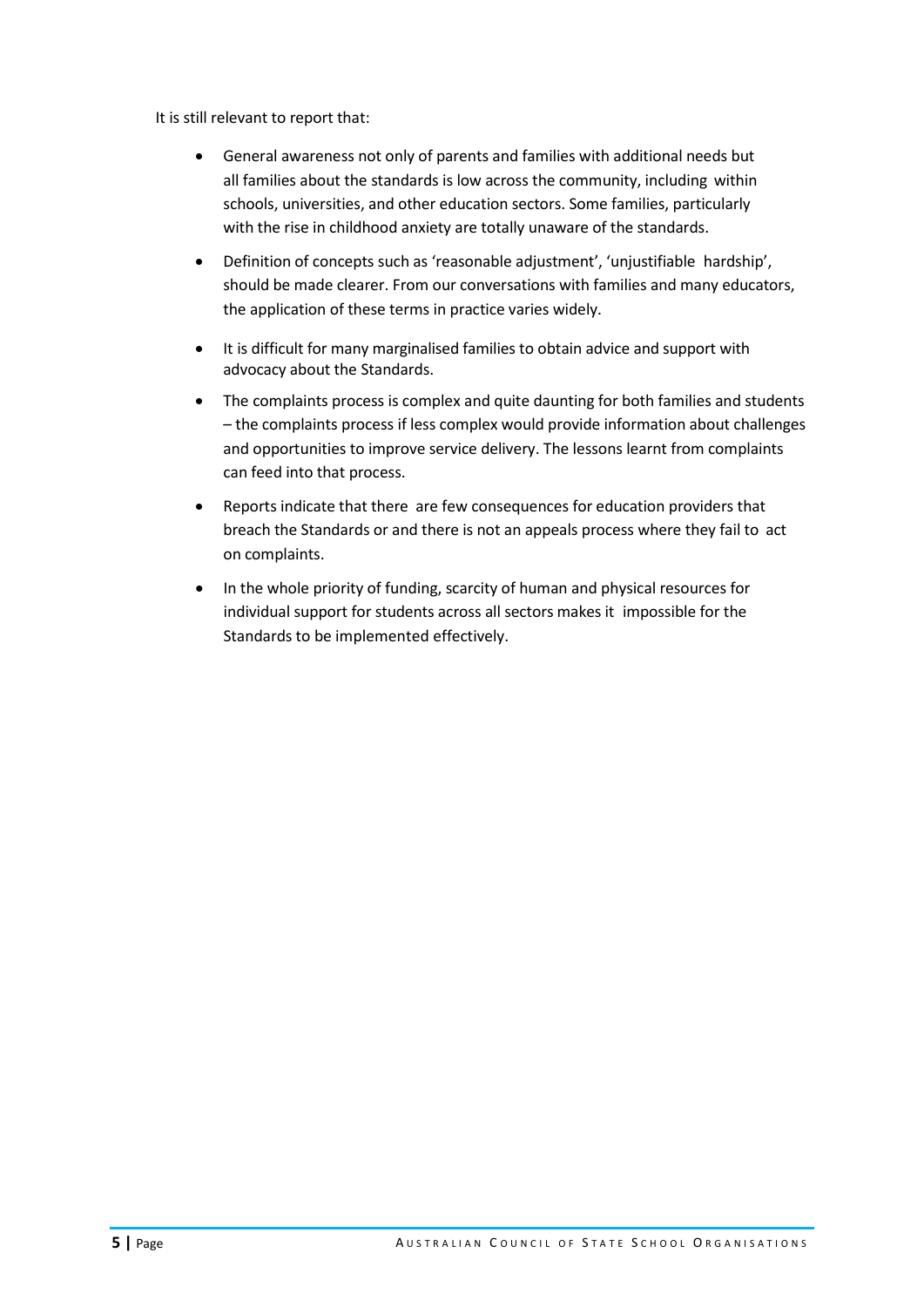It is still relevant to report that:

- General awareness not only of parents and families with additional needs but all families about the standards is low across the community, including within schools, universities, and other education sectors. Some families, particularly with the rise in childhood anxiety are totally unaware of the standards.
- Definition of concepts such as 'reasonable adjustment', 'unjustifiable hardship', should be made clearer. From our conversations with families and many educators, the application of these terms in practice varies widely.
- It is difficult for many marginalised families to obtain advice and support with advocacy about the Standards.
- The complaints process is complex and quite daunting for both families and students – the complaints process if less complex would provide information about challenges and opportunities to improve service delivery. The lessons learnt from complaints can feed into that process.
- Reports indicate that there are few consequences for education providers that breach the Standards or and there is not an appeals process where they fail to act on complaints.
- In the whole priority of funding, scarcity of human and physical resources for individual support for students across all sectors makes it impossible for the Standards to be implemented effectively.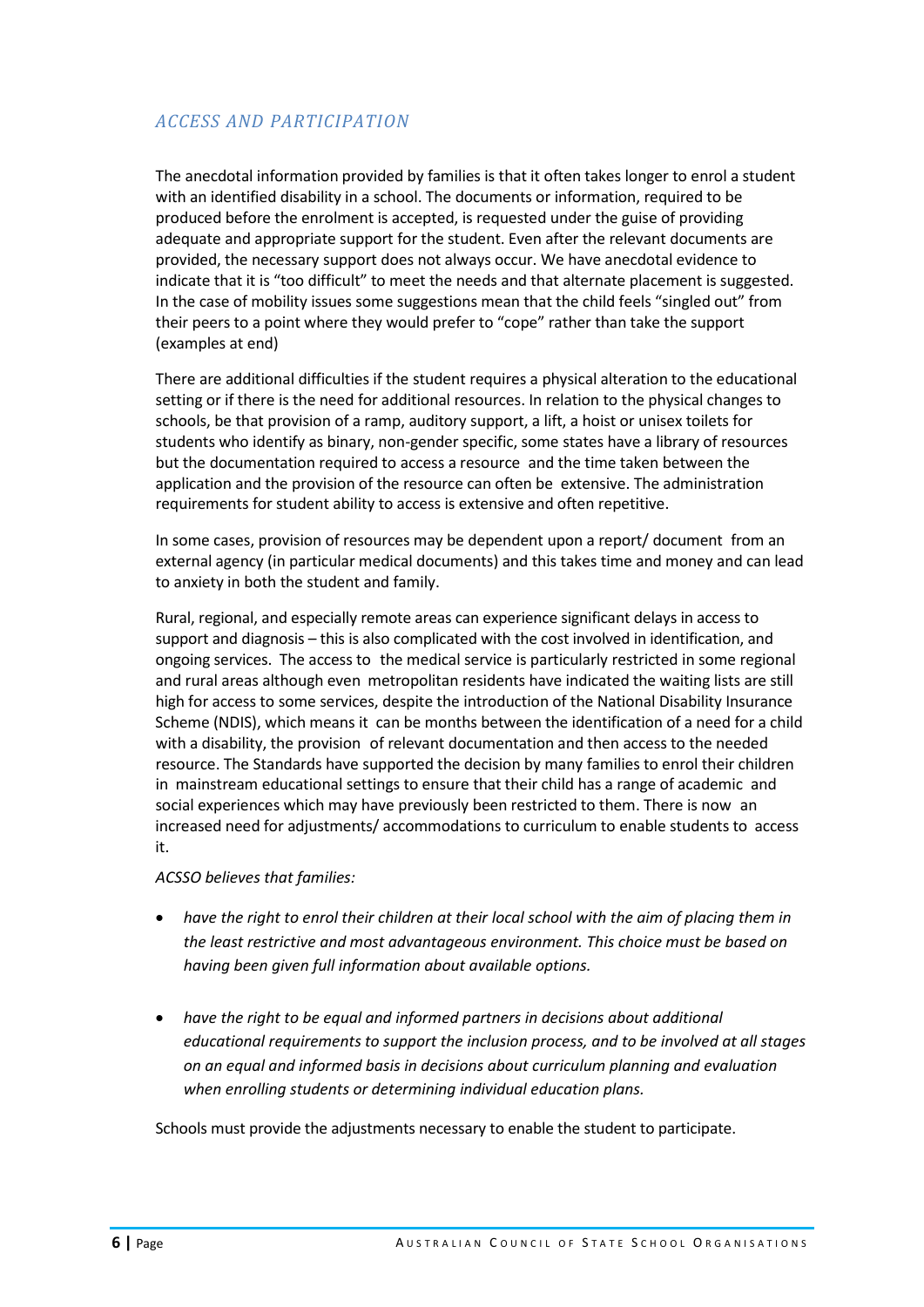## *ACCESS AND PARTICIPATION*

The anecdotal information provided by families is that it often takes longer to enrol a student with an identified disability in a school. The documents or information, required to be produced before the enrolment is accepted, is requested under the guise of providing adequate and appropriate support for the student. Even after the relevant documents are provided, the necessary support does not always occur. We have anecdotal evidence to indicate that it is "too difficult" to meet the needs and that alternate placement is suggested. In the case of mobility issues some suggestions mean that the child feels "singled out" from their peers to a point where they would prefer to "cope" rather than take the support (examples at end)

There are additional difficulties if the student requires a physical alteration to the educational setting or if there is the need for additional resources. In relation to the physical changes to schools, be that provision of a ramp, auditory support, a lift, a hoist or unisex toilets for students who identify as binary, non-gender specific, some states have a library of resources but the documentation required to access a resource and the time taken between the application and the provision of the resource can often be extensive. The administration requirements for student ability to access is extensive and often repetitive.

In some cases, provision of resources may be dependent upon a report/ document from an external agency (in particular medical documents) and this takes time and money and can lead to anxiety in both the student and family.

Rural, regional, and especially remote areas can experience significant delays in access to support and diagnosis – this is also complicated with the cost involved in identification, and ongoing services. The access to the medical service is particularly restricted in some regional and rural areas although even metropolitan residents have indicated the waiting lists are still high for access to some services, despite the introduction of the National Disability Insurance Scheme (NDIS), which means it can be months between the identification of a need for a child with a disability, the provision of relevant documentation and then access to the needed resource. The Standards have supported the decision by many families to enrol their children in mainstream educational settings to ensure that their child has a range of academic and social experiences which may have previously been restricted to them. There is now an increased need for adjustments/ accommodations to curriculum to enable students to access it.

*ACSSO believes that families:*

- *have the right to enrol their children at their local school with the aim of placing them in the least restrictive and most advantageous environment. This choice must be based on having been given full information about available options.*
- *have the right to be equal and informed partners in decisions about additional educational requirements to support the inclusion process, and to be involved at all stages on an equal and informed basis in decisions about curriculum planning and evaluation when enrolling students or determining individual education plans.*

Schools must provide the adjustments necessary to enable the student to participate.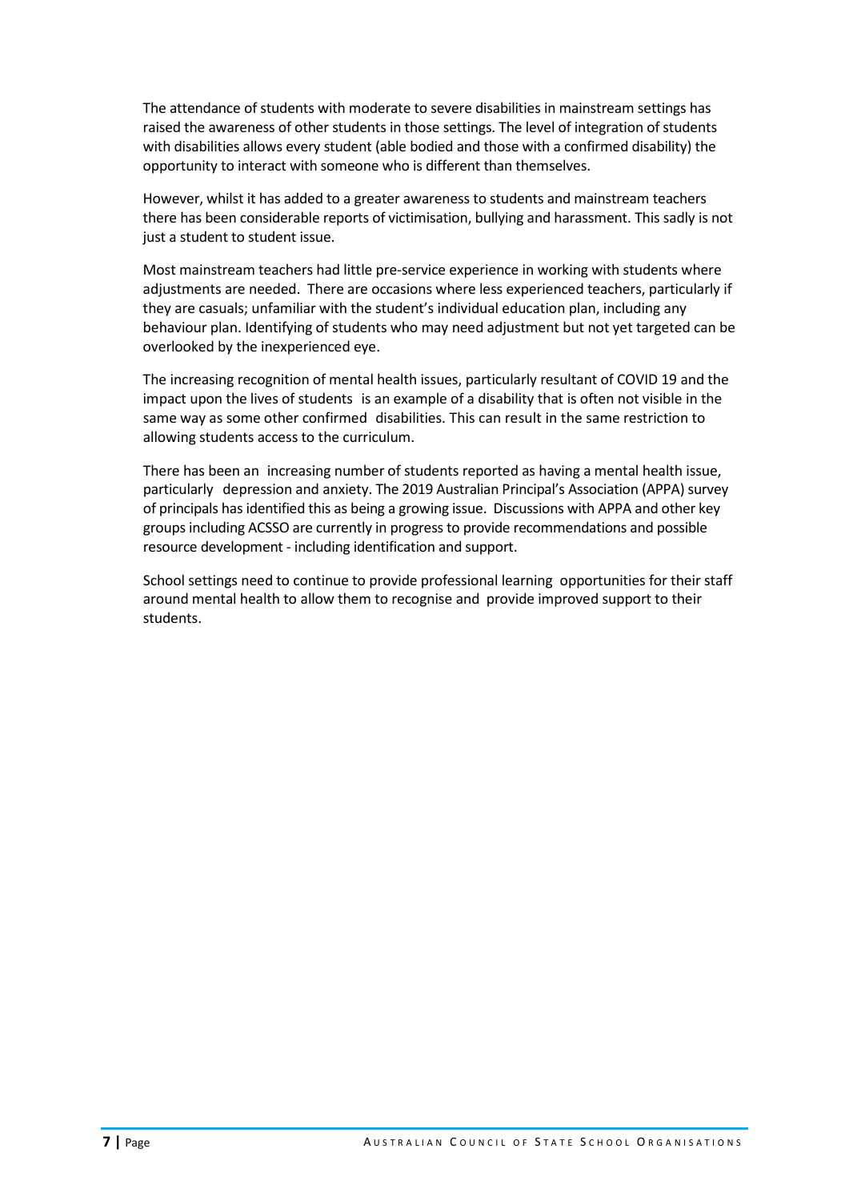The attendance of students with moderate to severe disabilities in mainstream settings has raised the awareness of other students in those settings. The level of integration of students with disabilities allows every student (able bodied and those with a confirmed disability) the opportunity to interact with someone who is different than themselves.

However, whilst it has added to a greater awareness to students and mainstream teachers there has been considerable reports of victimisation, bullying and harassment. This sadly is not just a student to student issue.

Most mainstream teachers had little pre-service experience in working with students where adjustments are needed. There are occasions where less experienced teachers, particularly if they are casuals; unfamiliar with the student's individual education plan, including any behaviour plan. Identifying of students who may need adjustment but not yet targeted can be overlooked by the inexperienced eye.

The increasing recognition of mental health issues, particularly resultant of COVID 19 and the impact upon the lives of students is an example of a disability that is often not visible in the same way as some other confirmed disabilities. This can result in the same restriction to allowing students access to the curriculum.

There has been an increasing number of students reported as having a mental health issue, particularly depression and anxiety. The 2019 Australian Principal's Association (APPA) survey of principals has identified this as being a growing issue. Discussions with APPA and other key groups including ACSSO are currently in progress to provide recommendations and possible resource development - including identification and support.

School settings need to continue to provide professional learning opportunities for their staff around mental health to allow them to recognise and provide improved support to their students.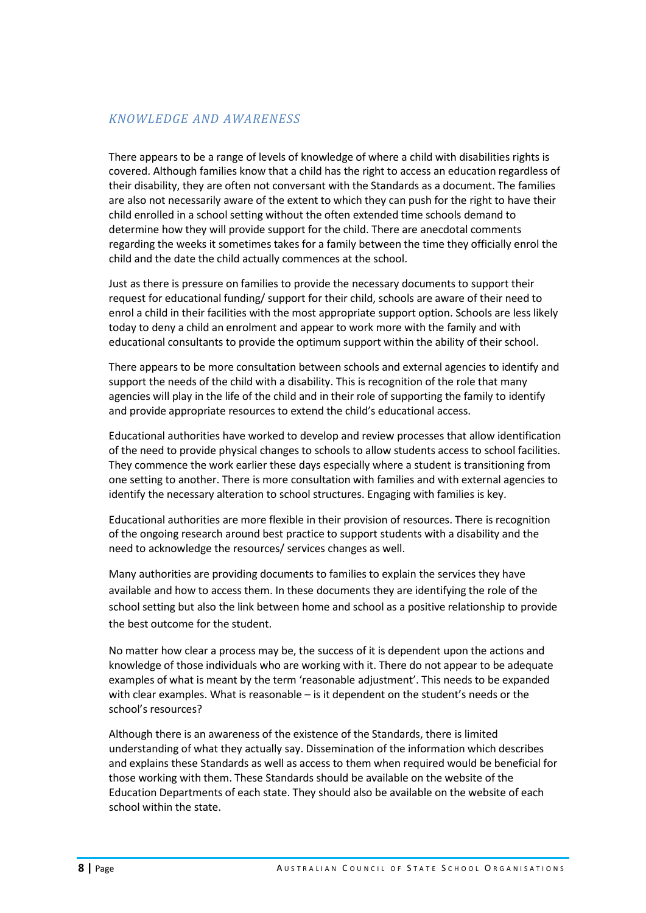## *KNOWLEDGE AND AWARENESS*

There appears to be a range of levels of knowledge of where a child with disabilities rights is covered. Although families know that a child has the right to access an education regardless of their disability, they are often not conversant with the Standards as a document. The families are also not necessarily aware of the extent to which they can push for the right to have their child enrolled in a school setting without the often extended time schools demand to determine how they will provide support for the child. There are anecdotal comments regarding the weeks it sometimes takes for a family between the time they officially enrol the child and the date the child actually commences at the school.

Just as there is pressure on families to provide the necessary documents to support their request for educational funding/ support for their child, schools are aware of their need to enrol a child in their facilities with the most appropriate support option. Schools are less likely today to deny a child an enrolment and appear to work more with the family and with educational consultants to provide the optimum support within the ability of their school.

There appears to be more consultation between schools and external agencies to identify and support the needs of the child with a disability. This is recognition of the role that many agencies will play in the life of the child and in their role of supporting the family to identify and provide appropriate resources to extend the child's educational access.

Educational authorities have worked to develop and review processes that allow identification of the need to provide physical changes to schools to allow students access to school facilities. They commence the work earlier these days especially where a student is transitioning from one setting to another. There is more consultation with families and with external agencies to identify the necessary alteration to school structures. Engaging with families is key.

Educational authorities are more flexible in their provision of resources. There is recognition of the ongoing research around best practice to support students with a disability and the need to acknowledge the resources/ services changes as well.

Many authorities are providing documents to families to explain the services they have available and how to access them. In these documents they are identifying the role of the school setting but also the link between home and school as a positive relationship to provide the best outcome for the student.

No matter how clear a process may be, the success of it is dependent upon the actions and knowledge of those individuals who are working with it. There do not appear to be adequate examples of what is meant by the term 'reasonable adjustment'. This needs to be expanded with clear examples. What is reasonable – is it dependent on the student's needs or the school's resources?

Although there is an awareness of the existence of the Standards, there is limited understanding of what they actually say. Dissemination of the information which describes and explains these Standards as well as access to them when required would be beneficial for those working with them. These Standards should be available on the website of the Education Departments of each state. They should also be available on the website of each school within the state.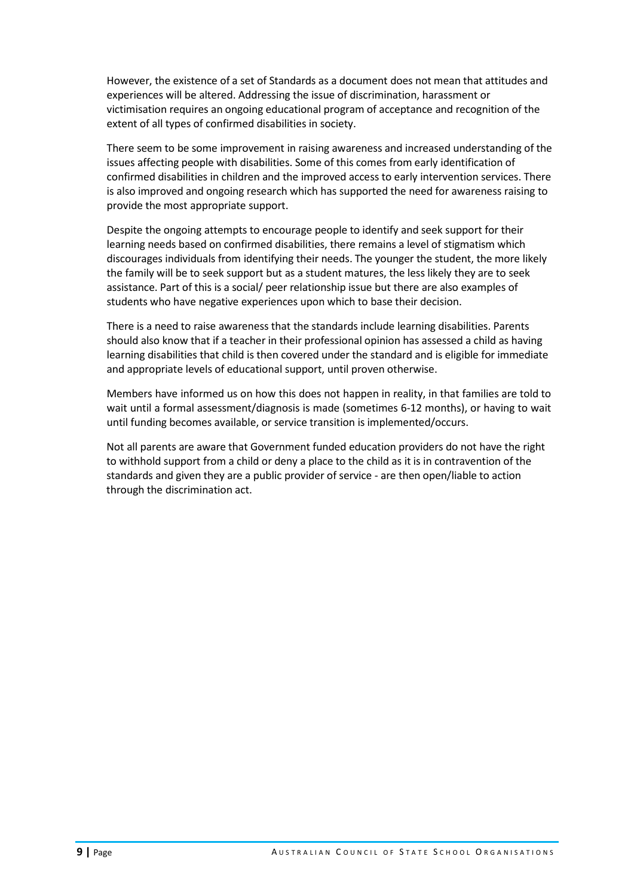However, the existence of a set of Standards as a document does not mean that attitudes and experiences will be altered. Addressing the issue of discrimination, harassment or victimisation requires an ongoing educational program of acceptance and recognition of the extent of all types of confirmed disabilities in society.

There seem to be some improvement in raising awareness and increased understanding of the issues affecting people with disabilities. Some of this comes from early identification of confirmed disabilities in children and the improved access to early intervention services. There is also improved and ongoing research which has supported the need for awareness raising to provide the most appropriate support.

Despite the ongoing attempts to encourage people to identify and seek support for their learning needs based on confirmed disabilities, there remains a level of stigmatism which discourages individuals from identifying their needs. The younger the student, the more likely the family will be to seek support but as a student matures, the less likely they are to seek assistance. Part of this is a social/ peer relationship issue but there are also examples of students who have negative experiences upon which to base their decision.

There is a need to raise awareness that the standards include learning disabilities. Parents should also know that if a teacher in their professional opinion has assessed a child as having learning disabilities that child is then covered under the standard and is eligible for immediate and appropriate levels of educational support, until proven otherwise.

Members have informed us on how this does not happen in reality, in that families are told to wait until a formal assessment/diagnosis is made (sometimes 6-12 months), or having to wait until funding becomes available, or service transition is implemented/occurs.

Not all parents are aware that Government funded education providers do not have the right to withhold support from a child or deny a place to the child as it is in contravention of the standards and given they are a public provider of service - are then open/liable to action through the discrimination act.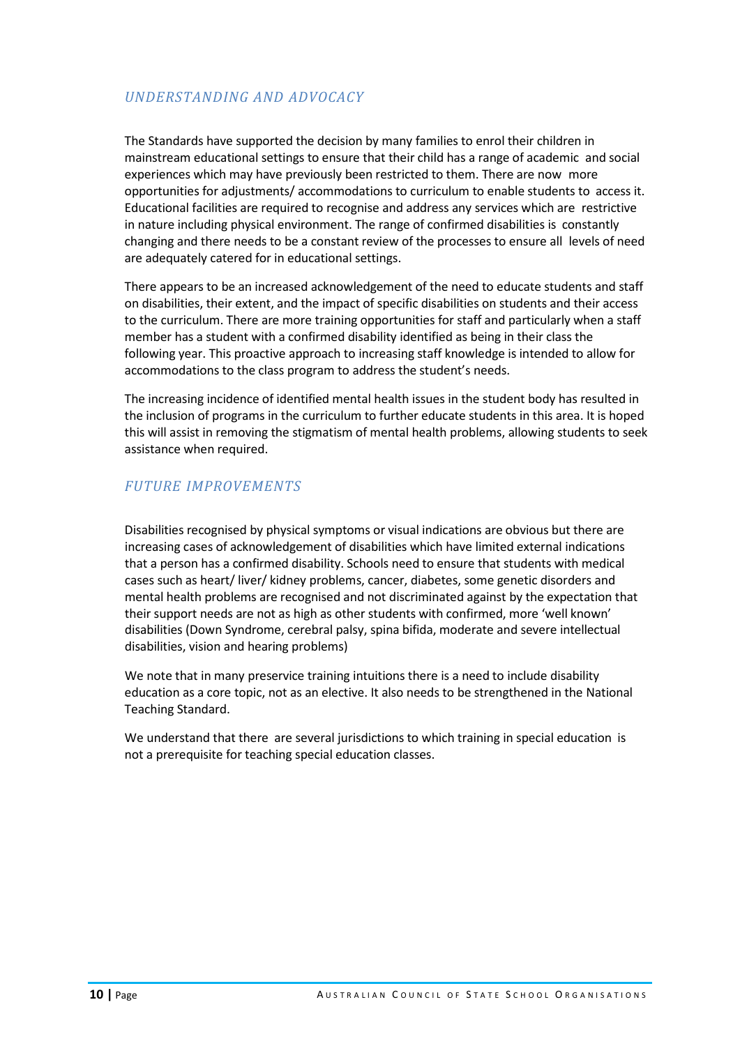## *UNDERSTANDING AND ADVOCACY*

The Standards have supported the decision by many families to enrol their children in mainstream educational settings to ensure that their child has a range of academic and social experiences which may have previously been restricted to them. There are now more opportunities for adjustments/ accommodations to curriculum to enable students to access it. Educational facilities are required to recognise and address any services which are restrictive in nature including physical environment. The range of confirmed disabilities is constantly changing and there needs to be a constant review of the processes to ensure all levels of need are adequately catered for in educational settings.

There appears to be an increased acknowledgement of the need to educate students and staff on disabilities, their extent, and the impact of specific disabilities on students and their access to the curriculum. There are more training opportunities for staff and particularly when a staff member has a student with a confirmed disability identified as being in their class the following year. This proactive approach to increasing staff knowledge is intended to allow for accommodations to the class program to address the student's needs.

The increasing incidence of identified mental health issues in the student body has resulted in the inclusion of programs in the curriculum to further educate students in this area. It is hoped this will assist in removing the stigmatism of mental health problems, allowing students to seek assistance when required.

## *FUTURE IMPROVEMENTS*

Disabilities recognised by physical symptoms or visual indications are obvious but there are increasing cases of acknowledgement of disabilities which have limited external indications that a person has a confirmed disability. Schools need to ensure that students with medical cases such as heart/ liver/ kidney problems, cancer, diabetes, some genetic disorders and mental health problems are recognised and not discriminated against by the expectation that their support needs are not as high as other students with confirmed, more 'well known' disabilities (Down Syndrome, cerebral palsy, spina bifida, moderate and severe intellectual disabilities, vision and hearing problems)

We note that in many preservice training intuitions there is a need to include disability education as a core topic, not as an elective. It also needs to be strengthened in the National Teaching Standard.

We understand that there are several jurisdictions to which training in special education is not a prerequisite for teaching special education classes.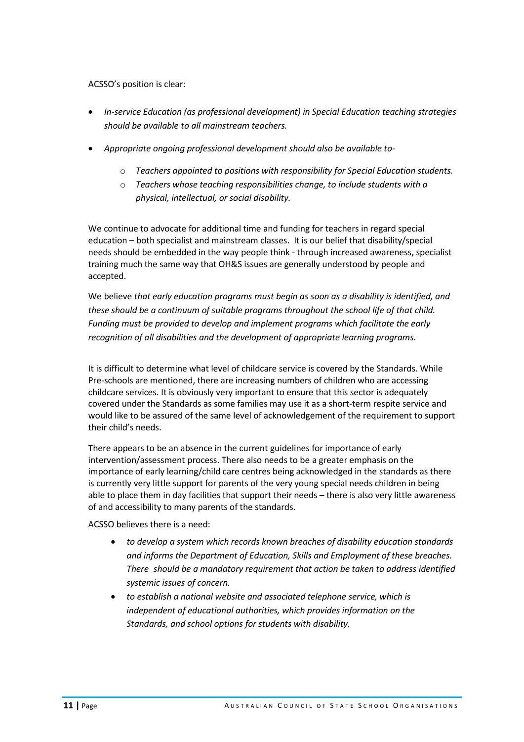ACSSO's position is clear:

- *In-service Education (as professional development) in Special Education teaching strategies should be available to all mainstream teachers.*
- *Appropriate ongoing professional development should also be available to-*
    - *Teachers appointed to positions with responsibility for Special Education students.*
    - *Teachers whose teaching responsibilities change, to include students with a physical, intellectual, or social disability.*

We continue to advocate for additional time and funding for teachers in regard special education – both specialist and mainstream classes. It is our belief that disability/special needs should be embedded in the way people think - through increased awareness, specialist training much the same way that OH&S issues are generally understood by people and accepted.

We believe *that early education programs must begin as soon as a disability is identified, and these should be a continuum of suitable programs throughout the school life of that child. Funding must be provided to develop and implement programs which facilitate the early recognition of all disabilities and the development of appropriate learning programs.*

It is difficult to determine what level of childcare service is covered by the Standards. While Pre-schools are mentioned, there are increasing numbers of children who are accessing childcare services. It is obviously very important to ensure that this sector is adequately covered under the Standards as some families may use it as a short-term respite service and would like to be assured of the same level of acknowledgement of the requirement to support their child's needs.

There appears to be an absence in the current guidelines for importance of early intervention/assessment process. There also needs to be a greater emphasis on the importance of early learning/child care centres being acknowledged in the standards as there is currently very little support for parents of the very young special needs children in being able to place them in day facilities that support their needs – there is also very little awareness of and accessibility to many parents of the standards.

ACSSO believes there is a need:

- *to develop a system which records known breaches of disability education standards and informs the Department of Education, Skills and Employment of these breaches. There should be a mandatory requirement that action be taken to address identified systemic issues of concern.*
- *to establish a national website and associated telephone service, which is independent of educational authorities, which provides information on the Standards, and school options for students with disability.*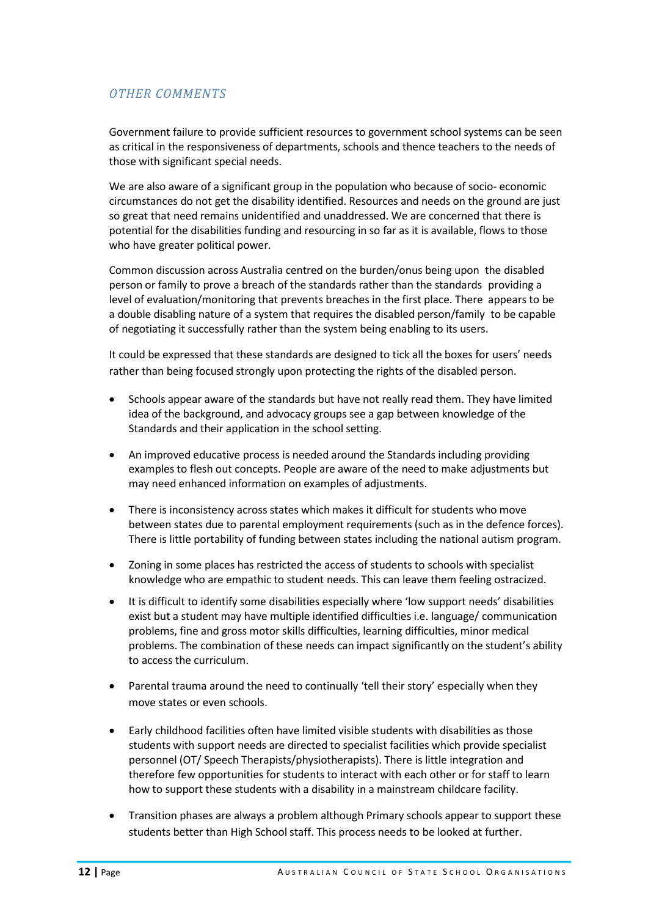## *OTHER COMMENTS*

Government failure to provide sufficient resources to government school systems can be seen as critical in the responsiveness of departments, schools and thence teachers to the needs of those with significant special needs.

We are also aware of a significant group in the population who because of socio- economic circumstances do not get the disability identified. Resources and needs on the ground are just so great that need remains unidentified and unaddressed. We are concerned that there is potential for the disabilities funding and resourcing in so far as it is available, flows to those who have greater political power.

Common discussion across Australia centred on the burden/onus being upon the disabled person or family to prove a breach of the standards rather than the standards providing a level of evaluation/monitoring that prevents breaches in the first place. There appears to be a double disabling nature of a system that requires the disabled person/family to be capable of negotiating it successfully rather than the system being enabling to its users.

It could be expressed that these standards are designed to tick all the boxes for users' needs rather than being focused strongly upon protecting the rights of the disabled person.

- Schools appear aware of the standards but have not really read them. They have limited idea of the background, and advocacy groups see a gap between knowledge of the Standards and their application in the school setting.
- An improved educative process is needed around the Standards including providing examples to flesh out concepts. People are aware of the need to make adjustments but may need enhanced information on examples of adjustments.
- There is inconsistency across states which makes it difficult for students who move between states due to parental employment requirements (such as in the defence forces). There is little portability of funding between states including the national autism program.
- Zoning in some places has restricted the access of students to schools with specialist knowledge who are empathic to student needs. This can leave them feeling ostracized.
- It is difficult to identify some disabilities especially where 'low support needs' disabilities exist but a student may have multiple identified difficulties i.e. language/ communication problems, fine and gross motor skills difficulties, learning difficulties, minor medical problems. The combination of these needs can impact significantly on the student's ability to access the curriculum.
- Parental trauma around the need to continually 'tell their story' especially when they move states or even schools.
- Early childhood facilities often have limited visible students with disabilities as those students with support needs are directed to specialist facilities which provide specialist personnel (OT/ Speech Therapists/physiotherapists). There is little integration and therefore few opportunities for students to interact with each other or for staff to learn how to support these students with a disability in a mainstream childcare facility.
- Transition phases are always a problem although Primary schools appear to support these students better than High School staff. This process needs to be looked at further.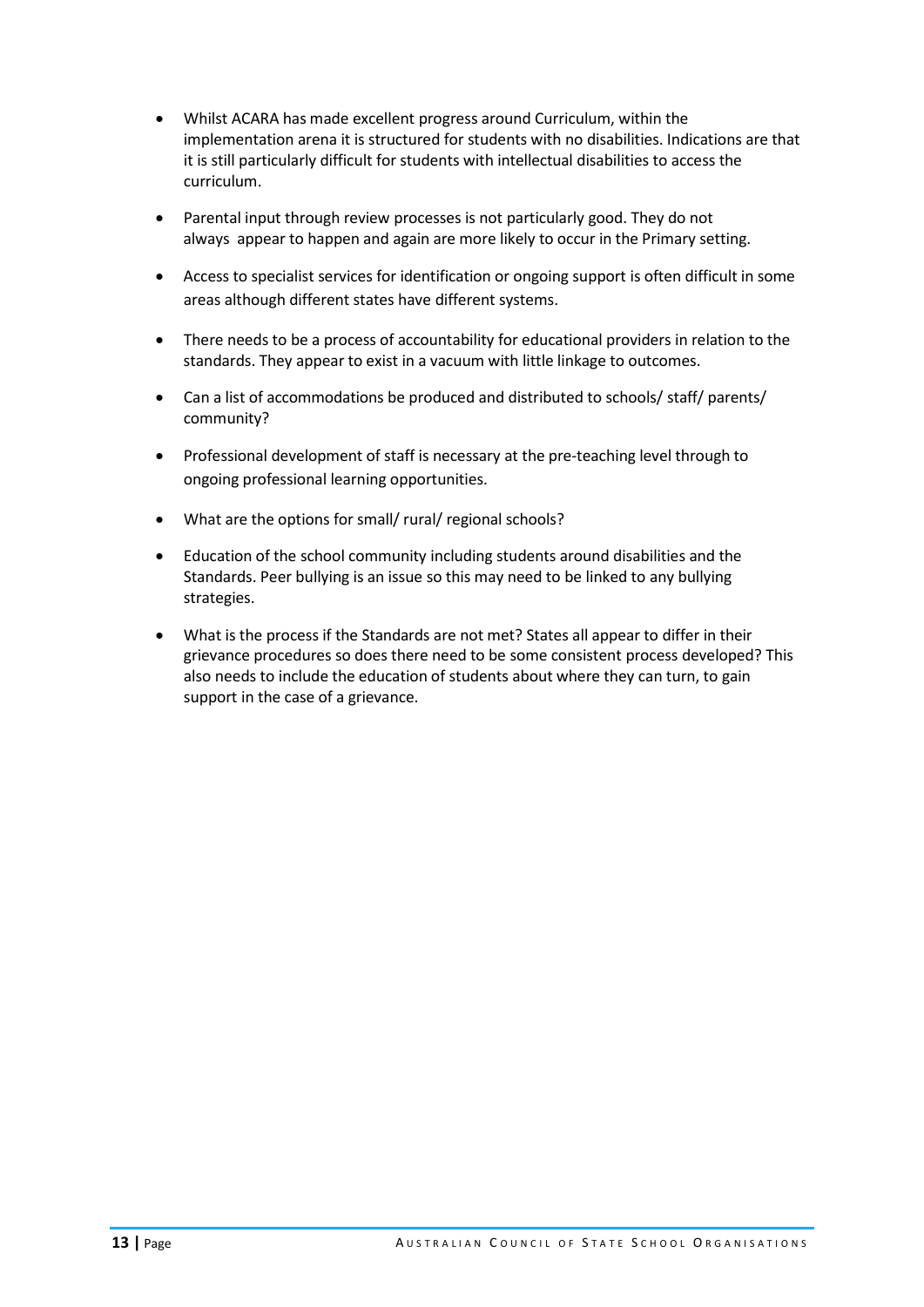- Whilst ACARA has made excellent progress around Curriculum, within the implementation arena it is structured for students with no disabilities. Indications are that it is still particularly difficult for students with intellectual disabilities to access the curriculum.
- Parental input through review processes is not particularly good. They do not always appear to happen and again are more likely to occur in the Primary setting.
- Access to specialist services for identification or ongoing support is often difficult in some areas although different states have different systems.
- There needs to be a process of accountability for educational providers in relation to the standards. They appear to exist in a vacuum with little linkage to outcomes.
- Can a list of accommodations be produced and distributed to schools/ staff/ parents/ community?
- Professional development of staff is necessary at the pre-teaching level through to ongoing professional learning opportunities.
- What are the options for small/ rural/ regional schools?
- Education of the school community including students around disabilities and the Standards. Peer bullying is an issue so this may need to be linked to any bullying strategies.
- What is the process if the Standards are not met? States all appear to differ in their grievance procedures so does there need to be some consistent process developed? This also needs to include the education of students about where they can turn, to gain support in the case of a grievance.